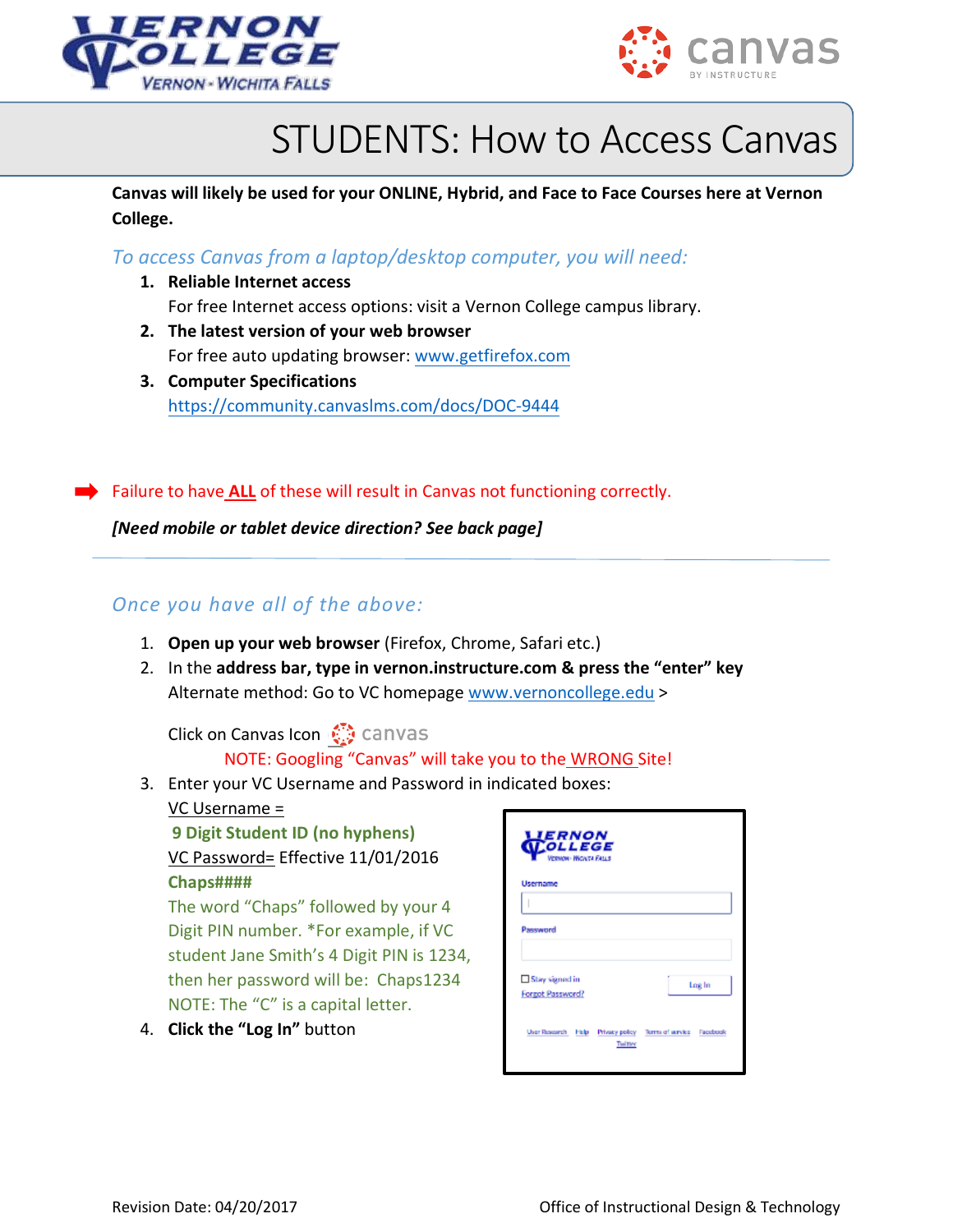# STUDENTS: How to Access Canvas

**Canvas will likely be used for your ONLINE, Hybrid, and Face to Face Courses here at Vernon College.**

*To access Canvas from a laptop/desktop computer, you will need:*

1. **Reliable Internet access**
   For free Internet access options: visit a Vernon College campus library.
2. **The latest version of your web browser**
   For free auto updating browser: www.getfirefox.com
3. **Computer Specifications**
   https://community.canvaslms.com/docs/DOC-9444

➡ Failure to have **ALL** of these will result in Canvas not functioning correctly.

***[Need mobile or tablet device direction? See back page]***

---

*Once you have all of the above:*

1. **Open up your web browser** (Firefox, Chrome, Safari etc.)
2. In the **address bar, type in vernon.instructure.com & press the "enter" key**
   Alternate method: Go to VC homepage www.vernoncollege.edu >

   Click on Canvas Icon canvas

   NOTE: Googling "Canvas" will take you to the WRONG Site!
3. Enter your VC Username and Password in indicated boxes:
   VC Username =
   **9 Digit Student ID (no hyphens)**
   VC Password= Effective 11/01/2016
   **Chaps####**
   The word "Chaps" followed by your 4 Digit PIN number. *For example, if VC student Jane Smith's 4 Digit PIN is 1234, then her password will be: Chaps1234
   NOTE: The "C" is a capital letter.
4. **Click the "Log In"** button

Revision Date: 04/20/2017

Office of Instructional Design & Technology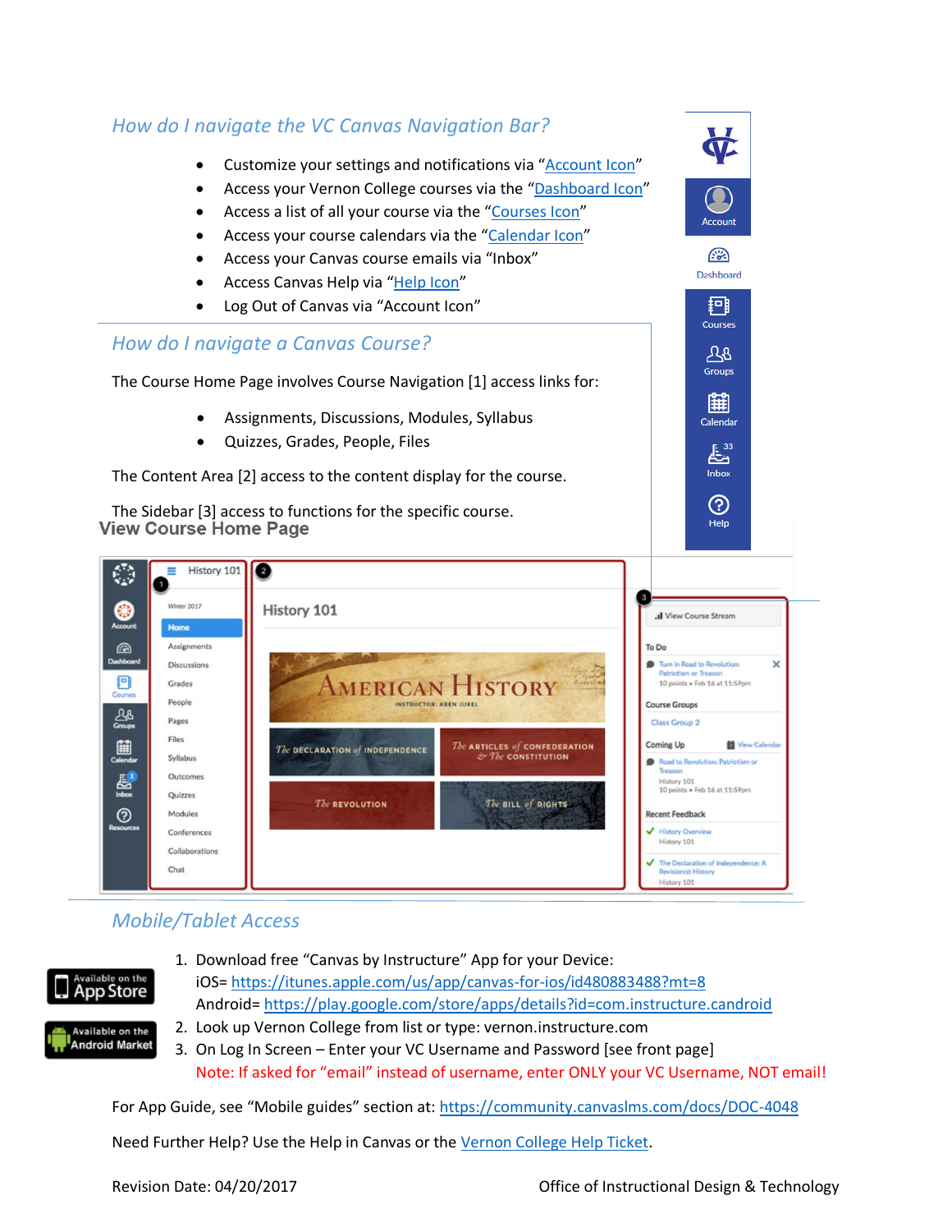## How do I navigate the VC Canvas Navigation Bar?

- Customize your settings and notifications via "Account Icon"
- Access your Vernon College courses via the "Dashboard Icon"
- Access a list of all your course via the "Courses Icon"
- Access your course calendars via the "Calendar Icon"
- Access your Canvas course emails via "Inbox"
- Access Canvas Help via "Help Icon"
- Log Out of Canvas via "Account Icon"

## How do I navigate a Canvas Course?

The Course Home Page involves Course Navigation [1] access links for:

- Assignments, Discussions, Modules, Syllabus
- Quizzes, Grades, People, Files

The Content Area [2] access to the content display for the course.

The Sidebar [3] access to functions for the specific course.

**View Course Home Page**

## Mobile/Tablet Access

1. Download free "Canvas by Instructure" App for your Device:
   iOS= https://itunes.apple.com/us/app/canvas-for-ios/id480883488?mt=8
   Android= https://play.google.com/store/apps/details?id=com.instructure.candroid
2. Look up Vernon College from list or type: vernon.instructure.com
3. On Log In Screen – Enter your VC Username and Password [see front page]
   Note: If asked for "email" instead of username, enter ONLY your VC Username, NOT email!

For App Guide, see "Mobile guides" section at: https://community.canvaslms.com/docs/DOC-4048

Need Further Help? Use the Help in Canvas or the Vernon College Help Ticket.

Revision Date: 04/20/2017 Office of Instructional Design & Technology